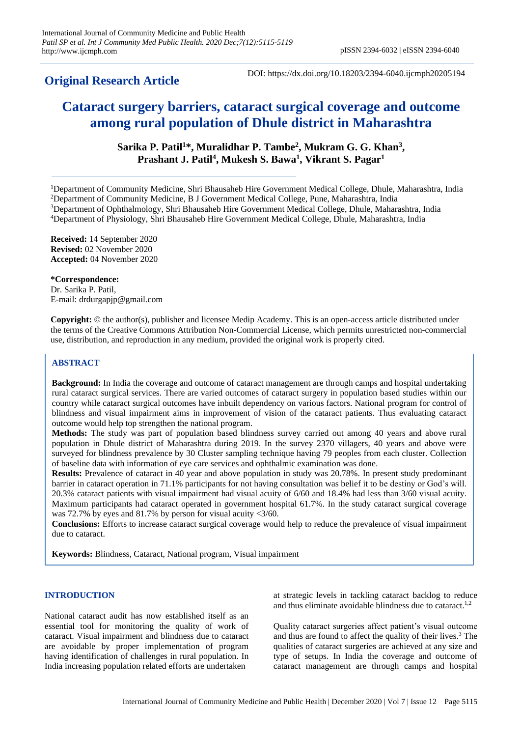**Original Research Article**

DOI: https://dx.doi.org/10.18203/2394-6040.ijcmph20205194

# Cataract surgery barriers, cataract surgical coverage and outcome among rural population of Dhule district in Maharashtra

**Sarika P. Patil[1]\*, Muralidhar P. Tambe[2], Mukram G. G. Khan[3], Prashant J. Patil[4], Mukesh S. Bawa[1], Vikrant S. Pagar[1]**

[1]Department of Community Medicine, Shri Bhausaheb Hire Government Medical College, Dhule, Maharashtra, India
[2]Department of Community Medicine, B J Government Medical College, Pune, Maharashtra, India
[3]Department of Ophthalmology, Shri Bhausaheb Hire Government Medical College, Dhule, Maharashtra, India
[4]Department of Physiology, Shri Bhausaheb Hire Government Medical College, Dhule, Maharashtra, India

**Received:** 14 September 2020
**Revised:** 02 November 2020
**Accepted:** 04 November 2020

**\*Correspondence:**
Dr. Sarika P. Patil,
E-mail: drdurgapjp@gmail.com

**Copyright:** © the author(s), publisher and licensee Medip Academy. This is an open-access article distributed under the terms of the Creative Commons Attribution Non-Commercial License, which permits unrestricted non-commercial use, distribution, and reproduction in any medium, provided the original work is properly cited.

## ABSTRACT

**Background:** In India the coverage and outcome of cataract management are through camps and hospital undertaking rural cataract surgical services. There are varied outcomes of cataract surgery in population based studies within our country while cataract surgical outcomes have inbuilt dependency on various factors. National program for control of blindness and visual impairment aims in improvement of vision of the cataract patients. Thus evaluating cataract outcome would help top strengthen the national program.

**Methods:** The study was part of population based blindness survey carried out among 40 years and above rural population in Dhule district of Maharashtra during 2019. In the survey 2370 villagers, 40 years and above were surveyed for blindness prevalence by 30 Cluster sampling technique having 79 peoples from each cluster. Collection of baseline data with information of eye care services and ophthalmic examination was done.

**Results:** Prevalence of cataract in 40 year and above population in study was 20.78%. In present study predominant barrier in cataract operation in 71.1% participants for not having consultation was belief it to be destiny or God's will. 20.3% cataract patients with visual impairment had visual acuity of 6/60 and 18.4% had less than 3/60 visual acuity. Maximum participants had cataract operated in government hospital 61.7%. In the study cataract surgical coverage was 72.7% by eyes and 81.7% by person for visual acuity <3/60.

**Conclusions:** Efforts to increase cataract surgical coverage would help to reduce the prevalence of visual impairment due to cataract.

**Keywords:** Blindness, Cataract, National program, Visual impairment

## INTRODUCTION

National cataract audit has now established itself as an essential tool for monitoring the quality of work of cataract. Visual impairment and blindness due to cataract are avoidable by proper implementation of program having identification of challenges in rural population. In India increasing population related efforts are undertaken at strategic levels in tackling cataract backlog to reduce and thus eliminate avoidable blindness due to cataract.[1,2]

Quality cataract surgeries affect patient's visual outcome and thus are found to affect the quality of their lives.[3] The qualities of cataract surgeries are achieved at any size and type of setups. In India the coverage and outcome of cataract management are through camps and hospital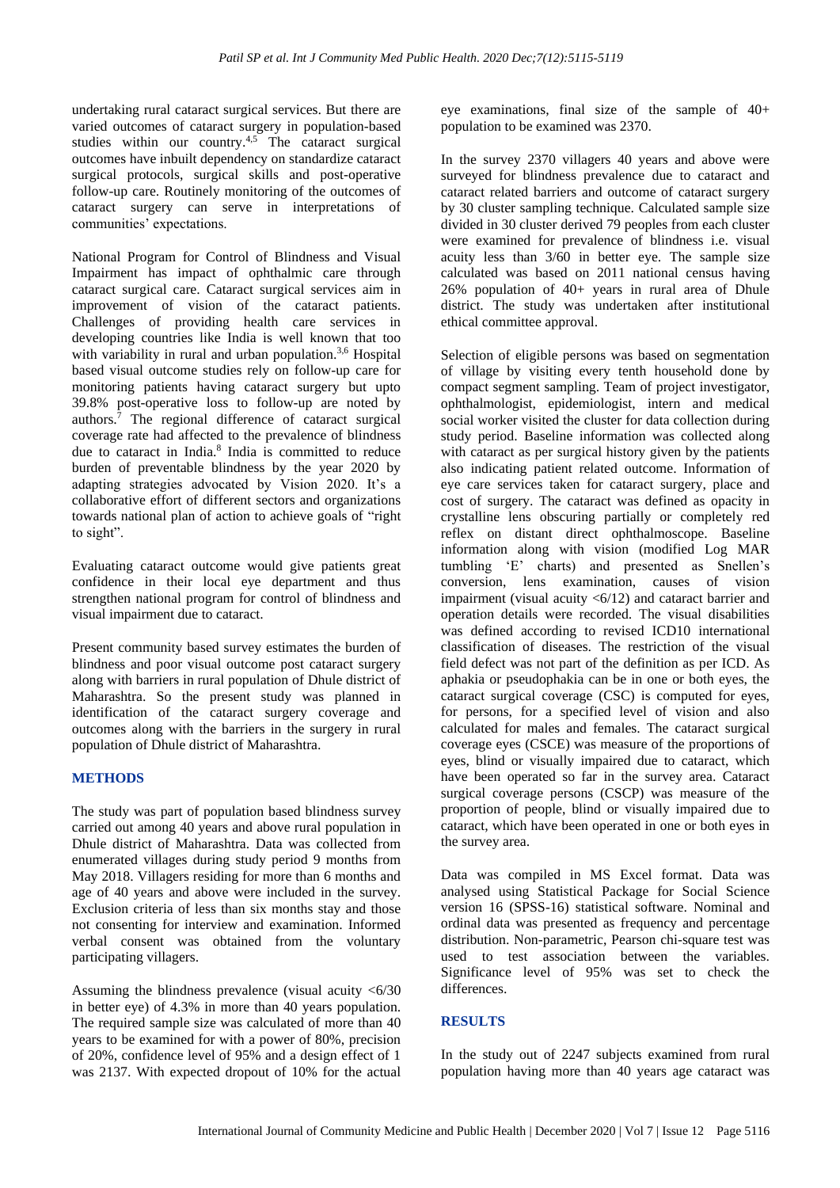undertaking rural cataract surgical services. But there are varied outcomes of cataract surgery in population-based studies within our country.[4,5] The cataract surgical outcomes have inbuilt dependency on standardize cataract surgical protocols, surgical skills and post-operative follow-up care. Routinely monitoring of the outcomes of cataract surgery can serve in interpretations of communities' expectations.

National Program for Control of Blindness and Visual Impairment has impact of ophthalmic care through cataract surgical care. Cataract surgical services aim in improvement of vision of the cataract patients. Challenges of providing health care services in developing countries like India is well known that too with variability in rural and urban population.[3,6] Hospital based visual outcome studies rely on follow-up care for monitoring patients having cataract surgery but upto 39.8% post-operative loss to follow-up are noted by authors.[7] The regional difference of cataract surgical coverage rate had affected to the prevalence of blindness due to cataract in India.[8] India is committed to reduce burden of preventable blindness by the year 2020 by adapting strategies advocated by Vision 2020. It's a collaborative effort of different sectors and organizations towards national plan of action to achieve goals of "right to sight".

Evaluating cataract outcome would give patients great confidence in their local eye department and thus strengthen national program for control of blindness and visual impairment due to cataract.

Present community based survey estimates the burden of blindness and poor visual outcome post cataract surgery along with barriers in rural population of Dhule district of Maharashtra. So the present study was planned in identification of the cataract surgery coverage and outcomes along with the barriers in the surgery in rural population of Dhule district of Maharashtra.

## METHODS

The study was part of population based blindness survey carried out among 40 years and above rural population in Dhule district of Maharashtra. Data was collected from enumerated villages during study period 9 months from May 2018. Villagers residing for more than 6 months and age of 40 years and above were included in the survey. Exclusion criteria of less than six months stay and those not consenting for interview and examination. Informed verbal consent was obtained from the voluntary participating villagers.

Assuming the blindness prevalence (visual acuity <6/30 in better eye) of 4.3% in more than 40 years population. The required sample size was calculated of more than 40 years to be examined for with a power of 80%, precision of 20%, confidence level of 95% and a design effect of 1 was 2137. With expected dropout of 10% for the actual eye examinations, final size of the sample of 40+ population to be examined was 2370.

In the survey 2370 villagers 40 years and above were surveyed for blindness prevalence due to cataract and cataract related barriers and outcome of cataract surgery by 30 cluster sampling technique. Calculated sample size divided in 30 cluster derived 79 peoples from each cluster were examined for prevalence of blindness i.e. visual acuity less than 3/60 in better eye. The sample size calculated was based on 2011 national census having 26% population of 40+ years in rural area of Dhule district. The study was undertaken after institutional ethical committee approval.

Selection of eligible persons was based on segmentation of village by visiting every tenth household done by compact segment sampling. Team of project investigator, ophthalmologist, epidemiologist, intern and medical social worker visited the cluster for data collection during study period. Baseline information was collected along with cataract as per surgical history given by the patients also indicating patient related outcome. Information of eye care services taken for cataract surgery, place and cost of surgery. The cataract was defined as opacity in crystalline lens obscuring partially or completely red reflex on distant direct ophthalmoscope. Baseline information along with vision (modified Log MAR tumbling 'E' charts) and presented as Snellen's conversion, lens examination, causes of vision impairment (visual acuity <6/12) and cataract barrier and operation details were recorded. The visual disabilities was defined according to revised ICD10 international classification of diseases. The restriction of the visual field defect was not part of the definition as per ICD. As aphakia or pseudophakia can be in one or both eyes, the cataract surgical coverage (CSC) is computed for eyes, for persons, for a specified level of vision and also calculated for males and females. The cataract surgical coverage eyes (CSCE) was measure of the proportions of eyes, blind or visually impaired due to cataract, which have been operated so far in the survey area. Cataract surgical coverage persons (CSCP) was measure of the proportion of people, blind or visually impaired due to cataract, which have been operated in one or both eyes in the survey area.

Data was compiled in MS Excel format. Data was analysed using Statistical Package for Social Science version 16 (SPSS-16) statistical software. Nominal and ordinal data was presented as frequency and percentage distribution. Non-parametric, Pearson chi-square test was used to test association between the variables. Significance level of 95% was set to check the differences.

## RESULTS

In the study out of 2247 subjects examined from rural population having more than 40 years age cataract was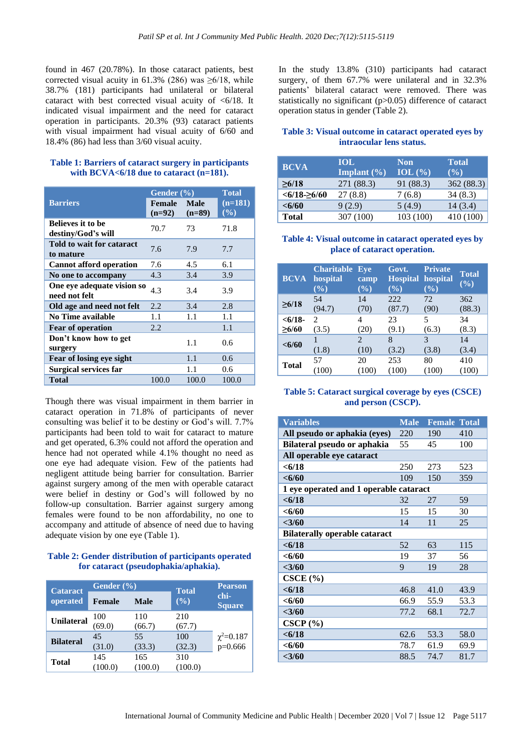found in 467 (20.78%). In those cataract patients, best corrected visual acuity in 61.3% (286) was ≥6/18, while 38.7% (181) participants had unilateral or bilateral cataract with best corrected visual acuity of <6/18. It indicated visual impairment and the need for cataract operation in participants. 20.3% (93) cataract patients with visual impairment had visual acuity of 6/60 and 18.4% (86) had less than 3/60 visual acuity.

**Table 1: Barriers of cataract surgery in participants with BCVA<6/18 due to cataract (n=181).**

| Barriers | Gender (%) Female (n=92) | Male (n=89) | Total (n=181) (%) |
|---|---|---|---|
| Believes it to be destiny/God's will | 70.7 | 73 | 71.8 |
| Told to wait for cataract to mature | 7.6 | 7.9 | 7.7 |
| Cannot afford operation | 7.6 | 4.5 | 6.1 |
| No one to accompany | 4.3 | 3.4 | 3.9 |
| One eye adequate vision so need not felt | 4.3 | 3.4 | 3.9 |
| Old age and need not felt | 2.2 | 3.4 | 2.8 |
| No Time available | 1.1 | 1.1 | 1.1 |
| Fear of operation | 2.2 | | 1.1 |
| Don't know how to get surgery | | 1.1 | 0.6 |
| Fear of losing eye sight | | 1.1 | 0.6 |
| Surgical services far | | 1.1 | 0.6 |
| Total | 100.0 | 100.0 | 100.0 |

Though there was visual impairment in them barrier in cataract operation in 71.8% of participants of never consulting was belief it to be destiny or God's will. 7.7% participants had been told to wait for cataract to mature and get operated, 6.3% could not afford the operation and hence had not operated while 4.1% thought no need as one eye had adequate vision. Few of the patients had negligent attitude being barrier for consultation. Barrier against surgery among of the men with operable cataract were belief in destiny or God's will followed by no follow-up consultation. Barrier against surgery among females were found to be non affordability, no one to accompany and attitude of absence of need due to having adequate vision by one eye (Table 1).

**Table 2: Gender distribution of participants operated for cataract (pseudophakia/aphakia).**

| Cataract operated | Gender (%) Female | Male | Total (%) | Pearson chi-Square |
|---|---|---|---|---|
| Unilateral | 100 (69.0) | 110 (66.7) | 210 (67.7) | $\chi^2$=0.187 p=0.666 |
| Bilateral | 45 (31.0) | 55 (33.3) | 100 (32.3) | |
| Total | 145 (100.0) | 165 (100.0) | 310 (100.0) | |

In the study 13.8% (310) participants had cataract surgery, of them 67.7% were unilateral and in 32.3% patients' bilateral cataract were removed. There was statistically no significant (p>0.05) difference of cataract operation status in gender (Table 2).

**Table 3: Visual outcome in cataract operated eyes by intraocular lens status.**

| BCVA | IOL Implant (%) | Non IOL (%) | Total (%) |
|---|---|---|---|
| ≥6/18 | 271 (88.3) | 91 (88.3) | 362 (88.3) |
| <6/18-≥6/60 | 27 (8.8) | 7 (6.8) | 34 (8.3) |
| <6/60 | 9 (2.9) | 5 (4.9) | 14 (3.4) |
| Total | 307 (100) | 103 (100) | 410 (100) |

**Table 4: Visual outcome in cataract operated eyes by place of cataract operation.**

| BCVA | Charitable hospital (%) | Eye camp (%) | Govt. Hospital (%) | Private hospital (%) | Total (%) |
|---|---|---|---|---|---|
| ≥6/18 | 54 (94.7) | 14 (70) | 222 (87.7) | 72 (90) | 362 (88.3) |
| <6/18-≥6/60 | 2 (3.5) | 4 (20) | 23 (9.1) | 5 (6.3) | 34 (8.3) |
| <6/60 | 1 (1.8) | 2 (10) | 8 (3.2) | 3 (3.8) | 14 (3.4) |
| Total | 57 (100) | 20 (100) | 253 (100) | 80 (100) | 410 (100) |

**Table 5: Cataract surgical coverage by eyes (CSCE) and person (CSCP).**

| Variables | Male | Female | Total |
|---|---|---|---|
| All pseudo or aphakia (eyes) | 220 | 190 | 410 |
| Bilateral pseudo or aphakia | 55 | 45 | 100 |
| **All operable eye cataract** | | | |
| <6/18 | 250 | 273 | 523 |
| <6/60 | 109 | 150 | 359 |
| **1 eye operated and 1 operable cataract** | | | |
| <6/18 | 32 | 27 | 59 |
| <6/60 | 15 | 15 | 30 |
| <3/60 | 14 | 11 | 25 |
| **Bilaterally operable cataract** | | | |
| <6/18 | 52 | 63 | 115 |
| <6/60 | 19 | 37 | 56 |
| <3/60 | 9 | 19 | 28 |
| **CSCE (%)** | | | |
| <6/18 | 46.8 | 41.0 | 43.9 |
| <6/60 | 66.9 | 55.9 | 53.3 |
| <3/60 | 77.2 | 68.1 | 72.7 |
| **CSCP (%)** | | | |
| <6/18 | 62.6 | 53.3 | 58.0 |
| <6/60 | 78.7 | 61.9 | 69.9 |
| <3/60 | 88.5 | 74.7 | 81.7 |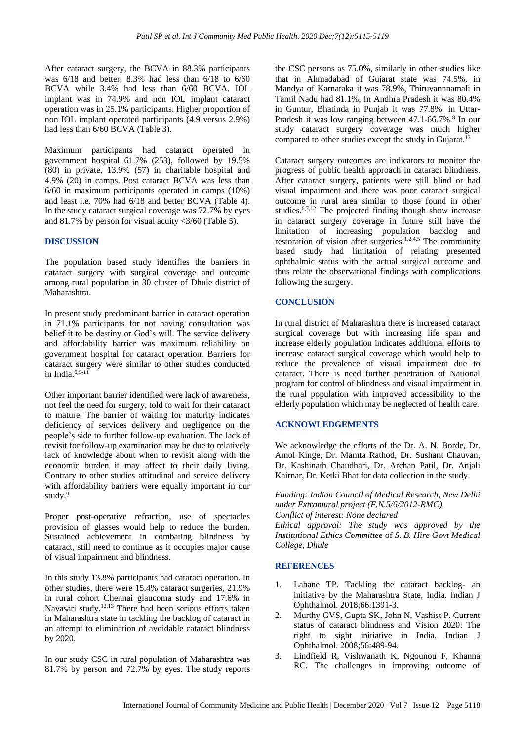After cataract surgery, the BCVA in 88.3% participants was 6/18 and better, 8.3% had less than 6/18 to 6/60 BCVA while 3.4% had less than 6/60 BCVA. IOL implant was in 74.9% and non IOL implant cataract operation was in 25.1% participants. Higher proportion of non IOL implant operated participants (4.9 versus 2.9%) had less than 6/60 BCVA (Table 3).

Maximum participants had cataract operated in government hospital 61.7% (253), followed by 19.5% (80) in private, 13.9% (57) in charitable hospital and 4.9% (20) in camps. Post cataract BCVA was less than 6/60 in maximum participants operated in camps (10%) and least i.e. 70% had 6/18 and better BCVA (Table 4). In the study cataract surgical coverage was 72.7% by eyes and 81.7% by person for visual acuity <3/60 (Table 5).

## DISCUSSION

The population based study identifies the barriers in cataract surgery with surgical coverage and outcome among rural population in 30 cluster of Dhule district of Maharashtra.

In present study predominant barrier in cataract operation in 71.1% participants for not having consultation was belief it to be destiny or God's will. The service delivery and affordability barrier was maximum reliability on government hospital for cataract operation. Barriers for cataract surgery were similar to other studies conducted in India.[6,9-11]

Other important barrier identified were lack of awareness, not feel the need for surgery, told to wait for their cataract to mature. The barrier of waiting for maturity indicates deficiency of services delivery and negligence on the people's side to further follow-up evaluation. The lack of revisit for follow-up examination may be due to relatively lack of knowledge about when to revisit along with the economic burden it may affect to their daily living. Contrary to other studies attitudinal and service delivery with affordability barriers were equally important in our study.[9]

Proper post-operative refraction, use of spectacles provision of glasses would help to reduce the burden. Sustained achievement in combating blindness by cataract, still need to continue as it occupies major cause of visual impairment and blindness.

In this study 13.8% participants had cataract operation. In other studies, there were 15.4% cataract surgeries, 21.9% in rural cohort Chennai glaucoma study and 17.6% in Navasari study.[12,13] There had been serious efforts taken in Maharashtra state in tackling the backlog of cataract in an attempt to elimination of avoidable cataract blindness by 2020.

In our study CSC in rural population of Maharashtra was 81.7% by person and 72.7% by eyes. The study reports the CSC persons as 75.0%, similarly in other studies like that in Ahmadabad of Gujarat state was 74.5%, in Mandya of Karnataka it was 78.9%, Thiruvannnamali in Tamil Nadu had 81.1%, In Andhra Pradesh it was 80.4% in Guntur, Bhatinda in Punjab it was 77.8%, in Uttar-Pradesh it was low ranging between 47.1-66.7%.[8] In our study cataract surgery coverage was much higher compared to other studies except the study in Gujarat.[13]

Cataract surgery outcomes are indicators to monitor the progress of public health approach in cataract blindness. After cataract surgery, patients were still blind or had visual impairment and there was poor cataract surgical outcome in rural area similar to those found in other studies.[6,7,12] The projected finding though show increase in cataract surgery coverage in future still have the limitation of increasing population backlog and restoration of vision after surgeries.[1,2,4,5] The community based study had limitation of relating presented ophthalmic status with the actual surgical outcome and thus relate the observational findings with complications following the surgery.

## CONCLUSION

In rural district of Maharashtra there is increased cataract surgical coverage but with increasing life span and increase elderly population indicates additional efforts to increase cataract surgical coverage which would help to reduce the prevalence of visual impairment due to cataract. There is need further penetration of National program for control of blindness and visual impairment in the rural population with improved accessibility to the elderly population which may be neglected of health care.

## ACKNOWLEDGEMENTS

We acknowledge the efforts of the Dr. A. N. Borde, Dr. Amol Kinge, Dr. Mamta Rathod, Dr. Sushant Chauvan, Dr. Kashinath Chaudhari, Dr. Archan Patil, Dr. Anjali Kairnar, Dr. Ketki Bhat for data collection in the study.

*Funding: Indian Council of Medical Research, New Delhi under Extramural project (F.N.5/6/2012-RMC).*
*Conflict of interest: None declared*
*Ethical approval: The study was approved by the Institutional Ethics Committee* of *S. B. Hire Govt Medical College, Dhule*

## REFERENCES

1. Lahane TP. Tackling the cataract backlog- an initiative by the Maharashtra State, India. Indian J Ophthalmol. 2018;66:1391-3.
2. Murthy GVS, Gupta SK, John N, Vashist P. Current status of cataract blindness and Vision 2020: The right to sight initiative in India. Indian J Ophthalmol. 2008;56:489-94.
3. Lindfield R, Vishwanath K, Ngounou F, Khanna RC. The challenges in improving outcome of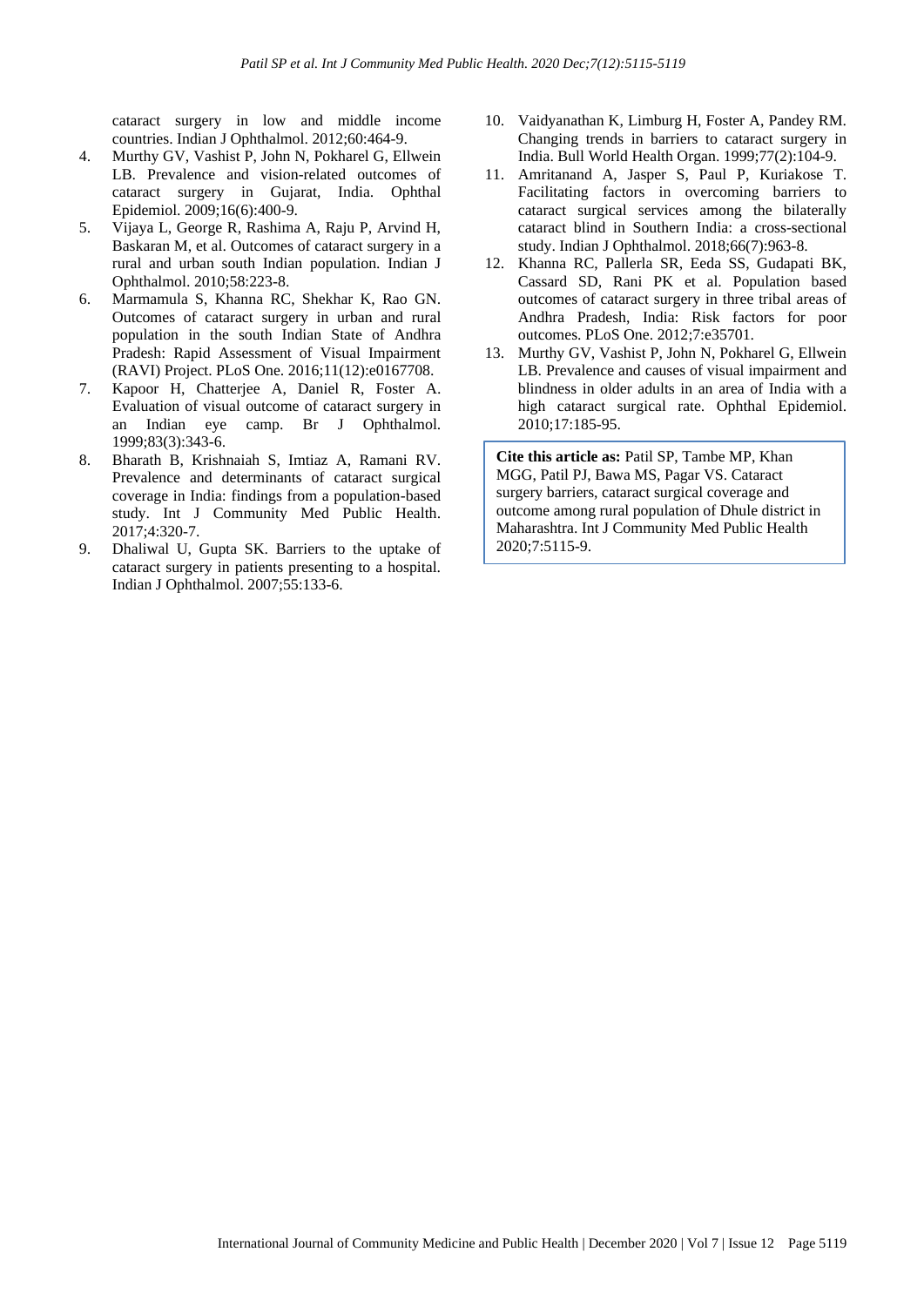cataract surgery in low and middle income countries. Indian J Ophthalmol. 2012;60:464-9.

4. Murthy GV, Vashist P, John N, Pokharel G, Ellwein LB. Prevalence and vision-related outcomes of cataract surgery in Gujarat, India. Ophthal Epidemiol. 2009;16(6):400-9.
5. Vijaya L, George R, Rashima A, Raju P, Arvind H, Baskaran M, et al. Outcomes of cataract surgery in a rural and urban south Indian population. Indian J Ophthalmol. 2010;58:223-8.
6. Marmamula S, Khanna RC, Shekhar K, Rao GN. Outcomes of cataract surgery in urban and rural population in the south Indian State of Andhra Pradesh: Rapid Assessment of Visual Impairment (RAVI) Project. PLoS One. 2016;11(12):e0167708.
7. Kapoor H, Chatterjee A, Daniel R, Foster A. Evaluation of visual outcome of cataract surgery in an Indian eye camp. Br J Ophthalmol. 1999;83(3):343-6.
8. Bharath B, Krishnaiah S, Imtiaz A, Ramani RV. Prevalence and determinants of cataract surgical coverage in India: findings from a population-based study. Int J Community Med Public Health. 2017;4:320-7.
9. Dhaliwal U, Gupta SK. Barriers to the uptake of cataract surgery in patients presenting to a hospital. Indian J Ophthalmol. 2007;55:133-6.
10. Vaidyanathan K, Limburg H, Foster A, Pandey RM. Changing trends in barriers to cataract surgery in India. Bull World Health Organ. 1999;77(2):104-9.
11. Amritanand A, Jasper S, Paul P, Kuriakose T. Facilitating factors in overcoming barriers to cataract surgical services among the bilaterally cataract blind in Southern India: a cross-sectional study. Indian J Ophthalmol. 2018;66(7):963-8.
12. Khanna RC, Pallerla SR, Eeda SS, Gudapati BK, Cassard SD, Rani PK et al. Population based outcomes of cataract surgery in three tribal areas of Andhra Pradesh, India: Risk factors for poor outcomes. PLoS One. 2012;7:e35701.
13. Murthy GV, Vashist P, John N, Pokharel G, Ellwein LB. Prevalence and causes of visual impairment and blindness in older adults in an area of India with a high cataract surgical rate. Ophthal Epidemiol. 2010;17:185-95.

**Cite this article as:** Patil SP, Tambe MP, Khan MGG, Patil PJ, Bawa MS, Pagar VS. Cataract surgery barriers, cataract surgical coverage and outcome among rural population of Dhule district in Maharashtra. Int J Community Med Public Health 2020;7:5115-9.